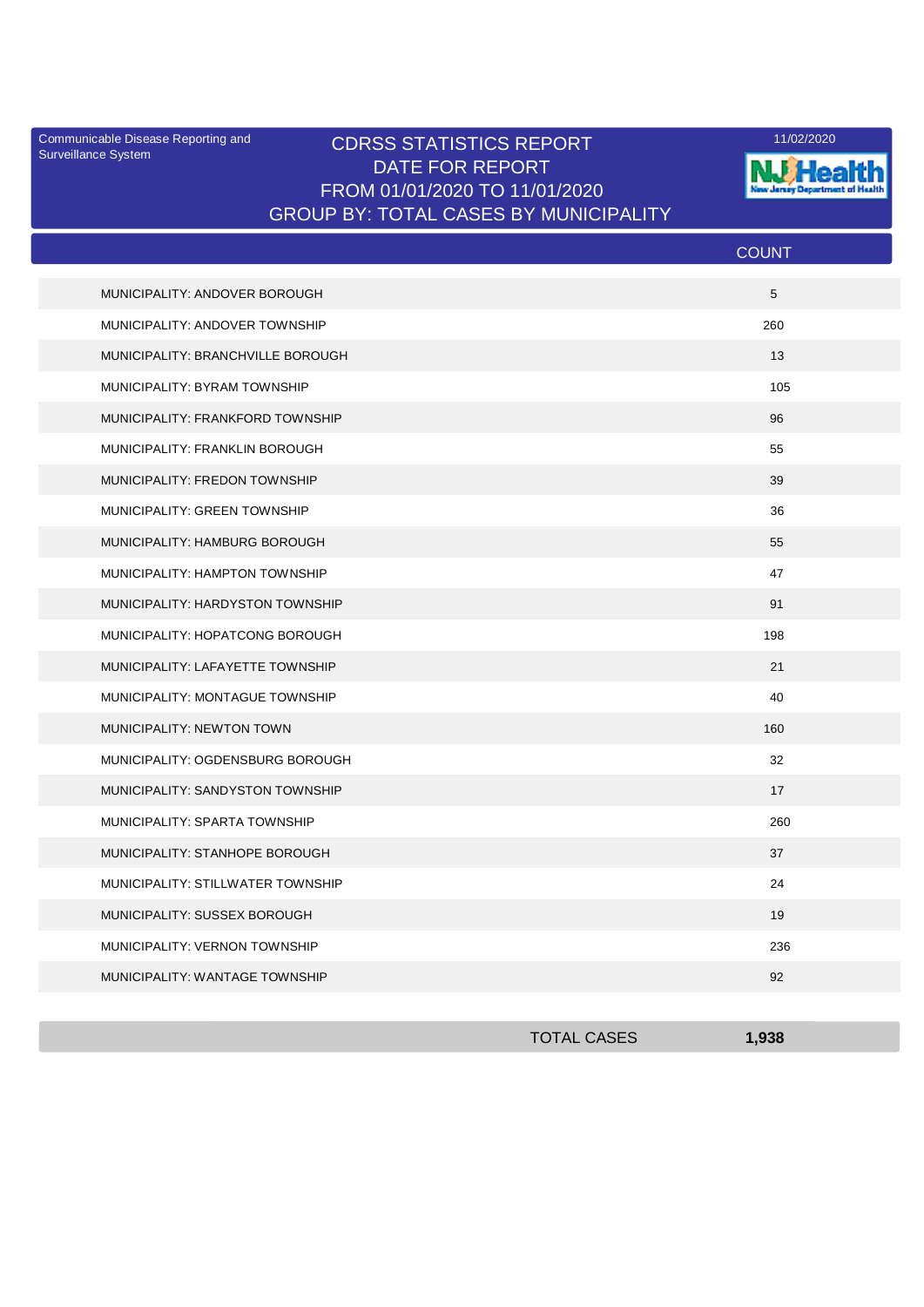Communicable Disease Reporting and Surveillance System

# CDRSS STATISTICS REPORT
## DATE FOR REPORT
## FROM 01/01/2020 TO 11/01/2020
## GROUP BY: TOTAL CASES BY MUNICIPALITY

11/02/2020

NJ Health
New Jersey Department of Health

| | COUNT |
|---|---|
| MUNICIPALITY: ANDOVER BOROUGH | 5 |
| MUNICIPALITY: ANDOVER TOWNSHIP | 260 |
| MUNICIPALITY: BRANCHVILLE BOROUGH | 13 |
| MUNICIPALITY: BYRAM TOWNSHIP | 105 |
| MUNICIPALITY: FRANKFORD TOWNSHIP | 96 |
| MUNICIPALITY: FRANKLIN BOROUGH | 55 |
| MUNICIPALITY: FREDON TOWNSHIP | 39 |
| MUNICIPALITY: GREEN TOWNSHIP | 36 |
| MUNICIPALITY: HAMBURG BOROUGH | 55 |
| MUNICIPALITY: HAMPTON TOWNSHIP | 47 |
| MUNICIPALITY: HARDYSTON TOWNSHIP | 91 |
| MUNICIPALITY: HOPATCONG BOROUGH | 198 |
| MUNICIPALITY: LAFAYETTE TOWNSHIP | 21 |
| MUNICIPALITY: MONTAGUE TOWNSHIP | 40 |
| MUNICIPALITY: NEWTON TOWN | 160 |
| MUNICIPALITY: OGDENSBURG BOROUGH | 32 |
| MUNICIPALITY: SANDYSTON TOWNSHIP | 17 |
| MUNICIPALITY: SPARTA TOWNSHIP | 260 |
| MUNICIPALITY: STANHOPE BOROUGH | 37 |
| MUNICIPALITY: STILLWATER TOWNSHIP | 24 |
| MUNICIPALITY: SUSSEX BOROUGH | 19 |
| MUNICIPALITY: VERNON TOWNSHIP | 236 |
| MUNICIPALITY: WANTAGE TOWNSHIP | 92 |
| TOTAL CASES | **1,938** |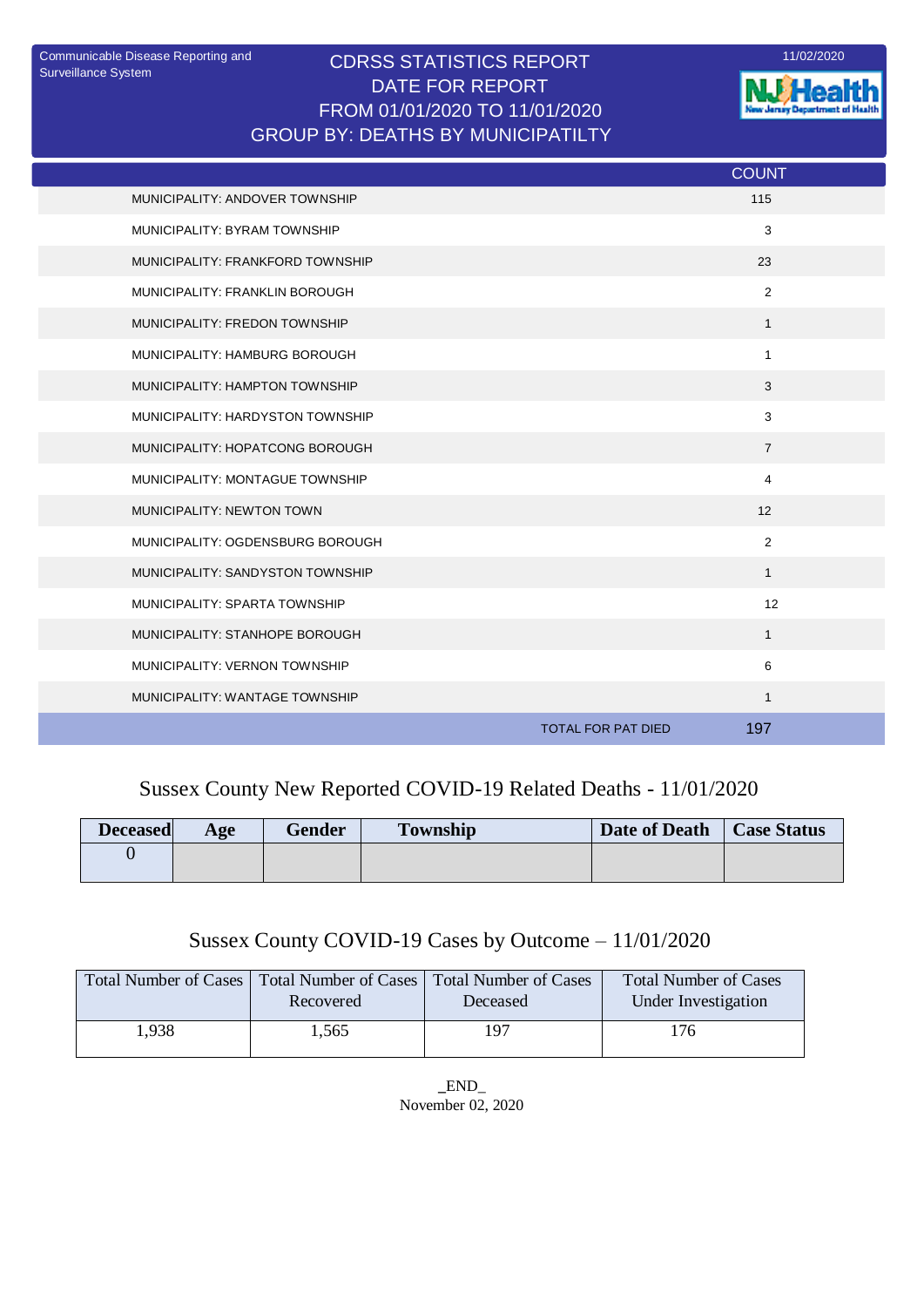Communicable Disease Reporting and Surveillance System

# CDRSS STATISTICS REPORT
## DATE FOR REPORT
## FROM 01/01/2020 TO 11/01/2020
## GROUP BY: DEATHS BY MUNICIPATILTY

11/02/2020

NJ Health New Jersey Department of Health

| | COUNT |
|---|---|
| MUNICIPALITY: ANDOVER TOWNSHIP | 115 |
| MUNICIPALITY: BYRAM TOWNSHIP | 3 |
| MUNICIPALITY: FRANKFORD TOWNSHIP | 23 |
| MUNICIPALITY: FRANKLIN BOROUGH | 2 |
| MUNICIPALITY: FREDON TOWNSHIP | 1 |
| MUNICIPALITY: HAMBURG BOROUGH | 1 |
| MUNICIPALITY: HAMPTON TOWNSHIP | 3 |
| MUNICIPALITY: HARDYSTON TOWNSHIP | 3 |
| MUNICIPALITY: HOPATCONG BOROUGH | 7 |
| MUNICIPALITY: MONTAGUE TOWNSHIP | 4 |
| MUNICIPALITY: NEWTON TOWN | 12 |
| MUNICIPALITY: OGDENSBURG BOROUGH | 2 |
| MUNICIPALITY: SANDYSTON TOWNSHIP | 1 |
| MUNICIPALITY: SPARTA TOWNSHIP | 12 |
| MUNICIPALITY: STANHOPE BOROUGH | 1 |
| MUNICIPALITY: VERNON TOWNSHIP | 6 |
| MUNICIPALITY: WANTAGE TOWNSHIP | 1 |
| TOTAL FOR PAT DIED | 197 |

## Sussex County New Reported COVID-19 Related Deaths - 11/01/2020

| Deceased | Age | Gender | Township | Date of Death | Case Status |
|---|---|---|---|---|---|
| 0 | | | | | |

## Sussex County COVID-19 Cases by Outcome – 11/01/2020

| Total Number of Cases | Total Number of Cases Recovered | Total Number of Cases Deceased | Total Number of Cases Under Investigation |
|---|---|---|---|
| 1,938 | 1,565 | 197 | 176 |

_END_
November 02, 2020